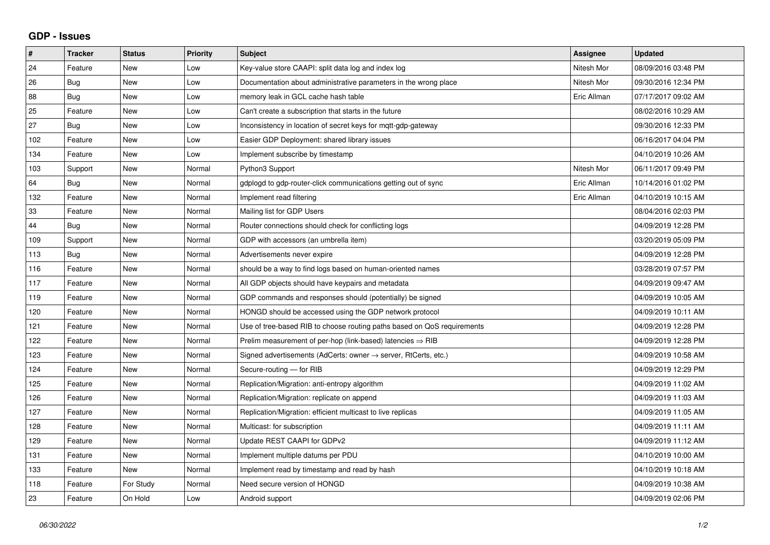## GDP - Issues

| # | Tracker | Status | Priority | Subject | Assignee | Updated |
|---|---|---|---|---|---|---|
| 24 | Feature | New | Low | Key-value store CAAPI: split data log and index log | Nitesh Mor | 08/09/2016 03:48 PM |
| 26 | Bug | New | Low | Documentation about administrative parameters in the wrong place | Nitesh Mor | 09/30/2016 12:34 PM |
| 88 | Bug | New | Low | memory leak in GCL cache hash table | Eric Allman | 07/17/2017 09:02 AM |
| 25 | Feature | New | Low | Can't create a subscription that starts in the future | | 08/02/2016 10:29 AM |
| 27 | Bug | New | Low | Inconsistency in location of secret keys for mqtt-gdp-gateway | | 09/30/2016 12:33 PM |
| 102 | Feature | New | Low | Easier GDP Deployment: shared library issues | | 06/16/2017 04:04 PM |
| 134 | Feature | New | Low | Implement subscribe by timestamp | | 04/10/2019 10:26 AM |
| 103 | Support | New | Normal | Python3 Support | Nitesh Mor | 06/11/2017 09:49 PM |
| 64 | Bug | New | Normal | gdplogd to gdp-router-click communications getting out of sync | Eric Allman | 10/14/2016 01:02 PM |
| 132 | Feature | New | Normal | Implement read filtering | Eric Allman | 04/10/2019 10:15 AM |
| 33 | Feature | New | Normal | Mailing list for GDP Users | | 08/04/2016 02:03 PM |
| 44 | Bug | New | Normal | Router connections should check for conflicting logs | | 04/09/2019 12:28 PM |
| 109 | Support | New | Normal | GDP with accessors (an umbrella item) | | 03/20/2019 05:09 PM |
| 113 | Bug | New | Normal | Advertisements never expire | | 04/09/2019 12:28 PM |
| 116 | Feature | New | Normal | should be a way to find logs based on human-oriented names | | 03/28/2019 07:57 PM |
| 117 | Feature | New | Normal | All GDP objects should have keypairs and metadata | | 04/09/2019 09:47 AM |
| 119 | Feature | New | Normal | GDP commands and responses should (potentially) be signed | | 04/09/2019 10:05 AM |
| 120 | Feature | New | Normal | HONGD should be accessed using the GDP network protocol | | 04/09/2019 10:11 AM |
| 121 | Feature | New | Normal | Use of tree-based RIB to choose routing paths based on QoS requirements | | 04/09/2019 12:28 PM |
| 122 | Feature | New | Normal | Prelim measurement of per-hop (link-based) latencies ⇒ RIB | | 04/09/2019 12:28 PM |
| 123 | Feature | New | Normal | Signed advertisements (AdCerts: owner → server, RtCerts, etc.) | | 04/09/2019 10:58 AM |
| 124 | Feature | New | Normal | Secure-routing — for RIB | | 04/09/2019 12:29 PM |
| 125 | Feature | New | Normal | Replication/Migration: anti-entropy algorithm | | 04/09/2019 11:02 AM |
| 126 | Feature | New | Normal | Replication/Migration: replicate on append | | 04/09/2019 11:03 AM |
| 127 | Feature | New | Normal | Replication/Migration: efficient multicast to live replicas | | 04/09/2019 11:05 AM |
| 128 | Feature | New | Normal | Multicast: for subscription | | 04/09/2019 11:11 AM |
| 129 | Feature | New | Normal | Update REST CAAPI for GDPv2 | | 04/09/2019 11:12 AM |
| 131 | Feature | New | Normal | Implement multiple datums per PDU | | 04/10/2019 10:00 AM |
| 133 | Feature | New | Normal | Implement read by timestamp and read by hash | | 04/10/2019 10:18 AM |
| 118 | Feature | For Study | Normal | Need secure version of HONGD | | 04/09/2019 10:38 AM |
| 23 | Feature | On Hold | Low | Android support | | 04/09/2019 02:06 PM |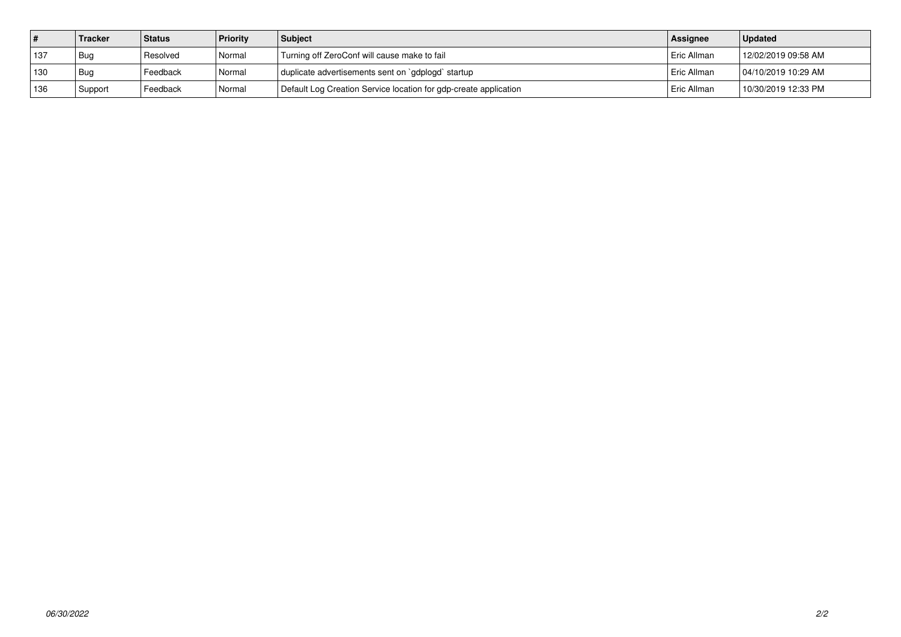| # | Tracker | Status | Priority | Subject | Assignee | Updated |
|---|---|---|---|---|---|---|
| 137 | Bug | Resolved | Normal | Turning off ZeroConf will cause make to fail | Eric Allman | 12/02/2019 09:58 AM |
| 130 | Bug | Feedback | Normal | duplicate advertisements sent on `gdplogd` startup | Eric Allman | 04/10/2019 10:29 AM |
| 136 | Support | Feedback | Normal | Default Log Creation Service location for gdp-create application | Eric Allman | 10/30/2019 12:33 PM |